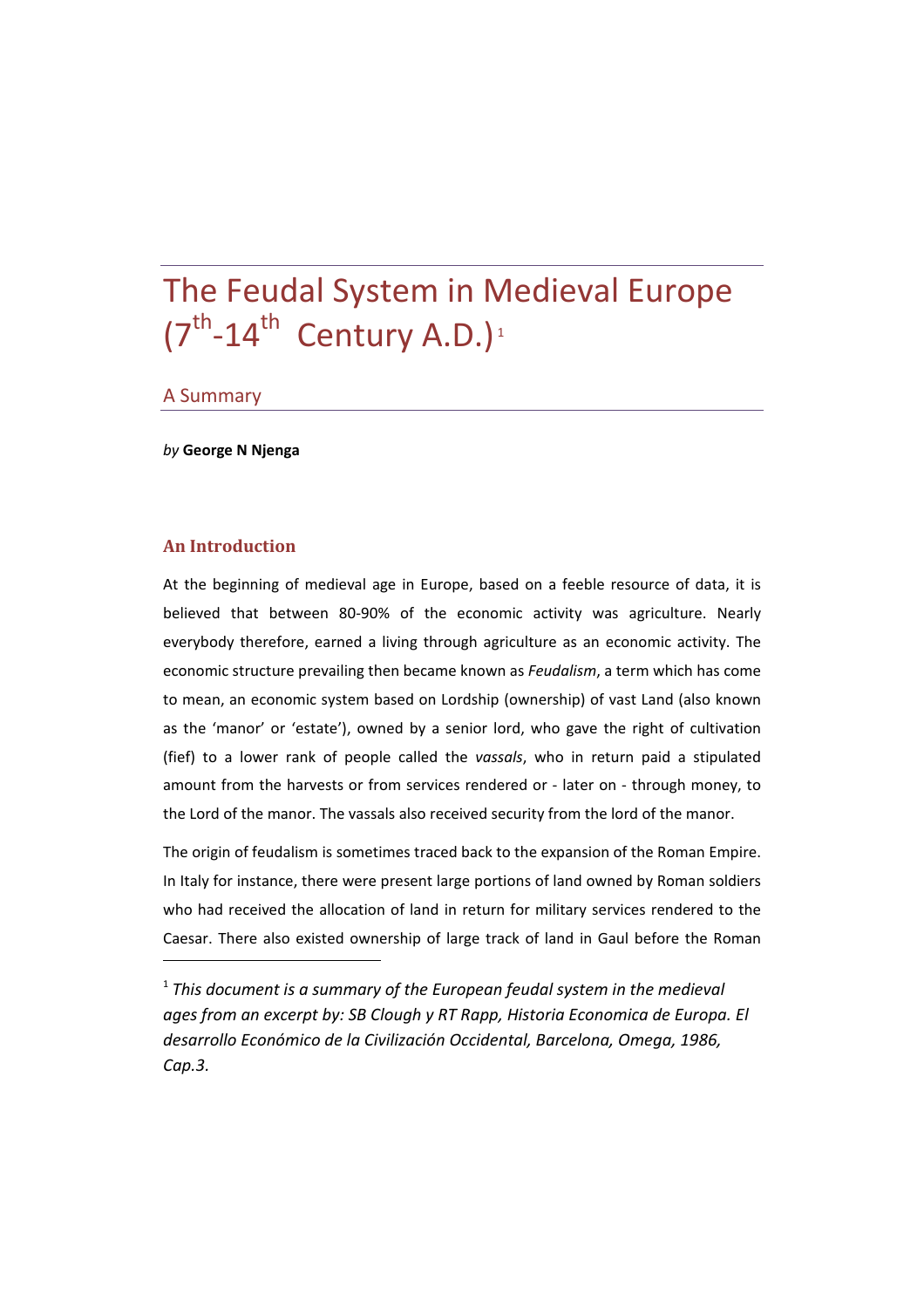# The Feudal System in Medieval Europe (7th-14th Century A.D.)[1]

## A Summary

*by* **George N Njenga**

### An Introduction

At the beginning of medieval age in Europe, based on a feeble resource of data, it is believed that between 80-90% of the economic activity was agriculture. Nearly everybody therefore, earned a living through agriculture as an economic activity. The economic structure prevailing then became known as *Feudalism*, a term which has come to mean, an economic system based on Lordship (ownership) of vast Land (also known as the 'manor' or 'estate'), owned by a senior lord, who gave the right of cultivation (fief) to a lower rank of people called the *vassals*, who in return paid a stipulated amount from the harvests or from services rendered or - later on - through money, to the Lord of the manor. The vassals also received security from the lord of the manor.

The origin of feudalism is sometimes traced back to the expansion of the Roman Empire. In Italy for instance, there were present large portions of land owned by Roman soldiers who had received the allocation of land in return for military services rendered to the Caesar. There also existed ownership of large track of land in Gaul before the Roman

---

[1] *This document is a summary of the European feudal system in the medieval ages from an excerpt by: SB Clough y RT Rapp, Historia Economica de Europa. El desarrollo Económico de la Civilización Occidental, Barcelona, Omega, 1986, Cap.3.*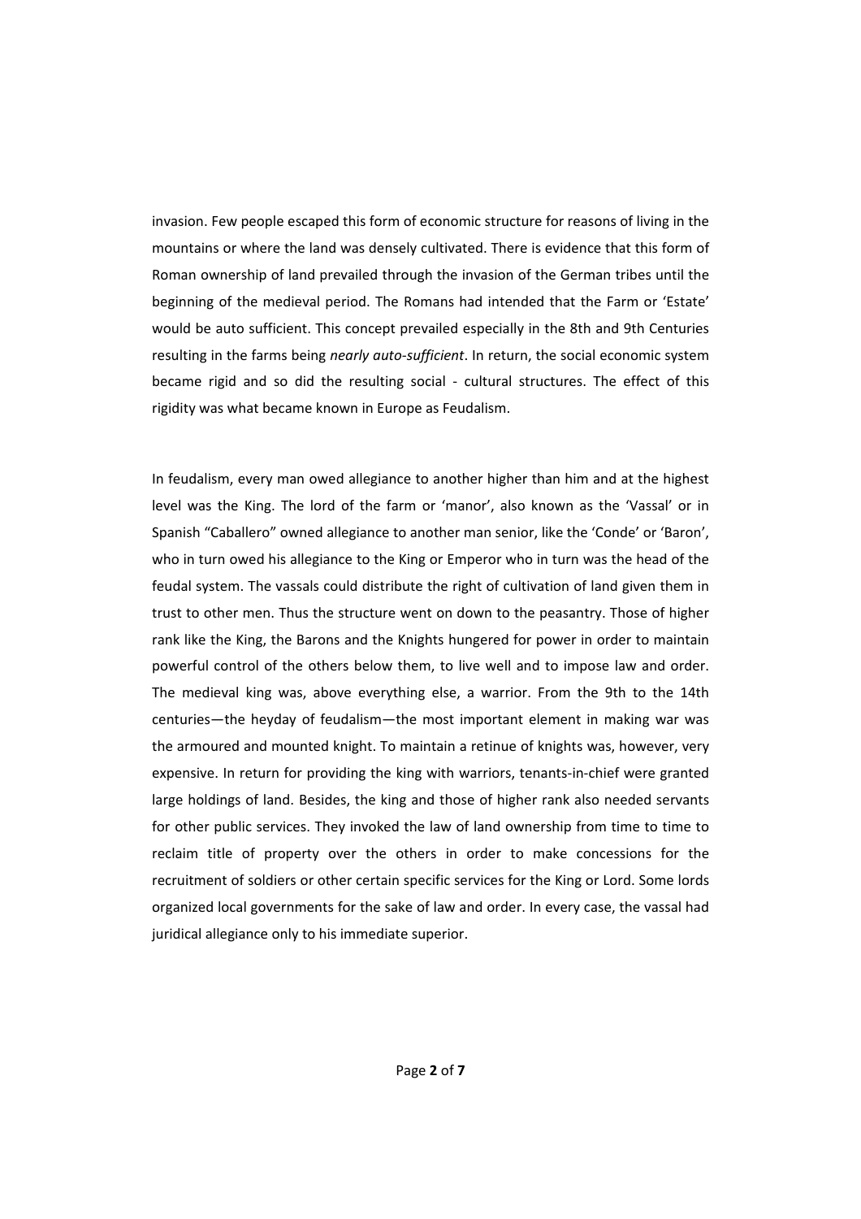invasion. Few people escaped this form of economic structure for reasons of living in the mountains or where the land was densely cultivated. There is evidence that this form of Roman ownership of land prevailed through the invasion of the German tribes until the beginning of the medieval period. The Romans had intended that the Farm or 'Estate' would be auto sufficient. This concept prevailed especially in the 8th and 9th Centuries resulting in the farms being *nearly auto-sufficient*. In return, the social economic system became rigid and so did the resulting social - cultural structures. The effect of this rigidity was what became known in Europe as Feudalism.

In feudalism, every man owed allegiance to another higher than him and at the highest level was the King. The lord of the farm or 'manor', also known as the 'Vassal' or in Spanish "Caballero" owned allegiance to another man senior, like the 'Conde' or 'Baron', who in turn owed his allegiance to the King or Emperor who in turn was the head of the feudal system. The vassals could distribute the right of cultivation of land given them in trust to other men. Thus the structure went on down to the peasantry. Those of higher rank like the King, the Barons and the Knights hungered for power in order to maintain powerful control of the others below them, to live well and to impose law and order. The medieval king was, above everything else, a warrior. From the 9th to the 14th centuries—the heyday of feudalism—the most important element in making war was the armoured and mounted knight. To maintain a retinue of knights was, however, very expensive. In return for providing the king with warriors, tenants-in-chief were granted large holdings of land. Besides, the king and those of higher rank also needed servants for other public services. They invoked the law of land ownership from time to time to reclaim title of property over the others in order to make concessions for the recruitment of soldiers or other certain specific services for the King or Lord. Some lords organized local governments for the sake of law and order. In every case, the vassal had juridical allegiance only to his immediate superior.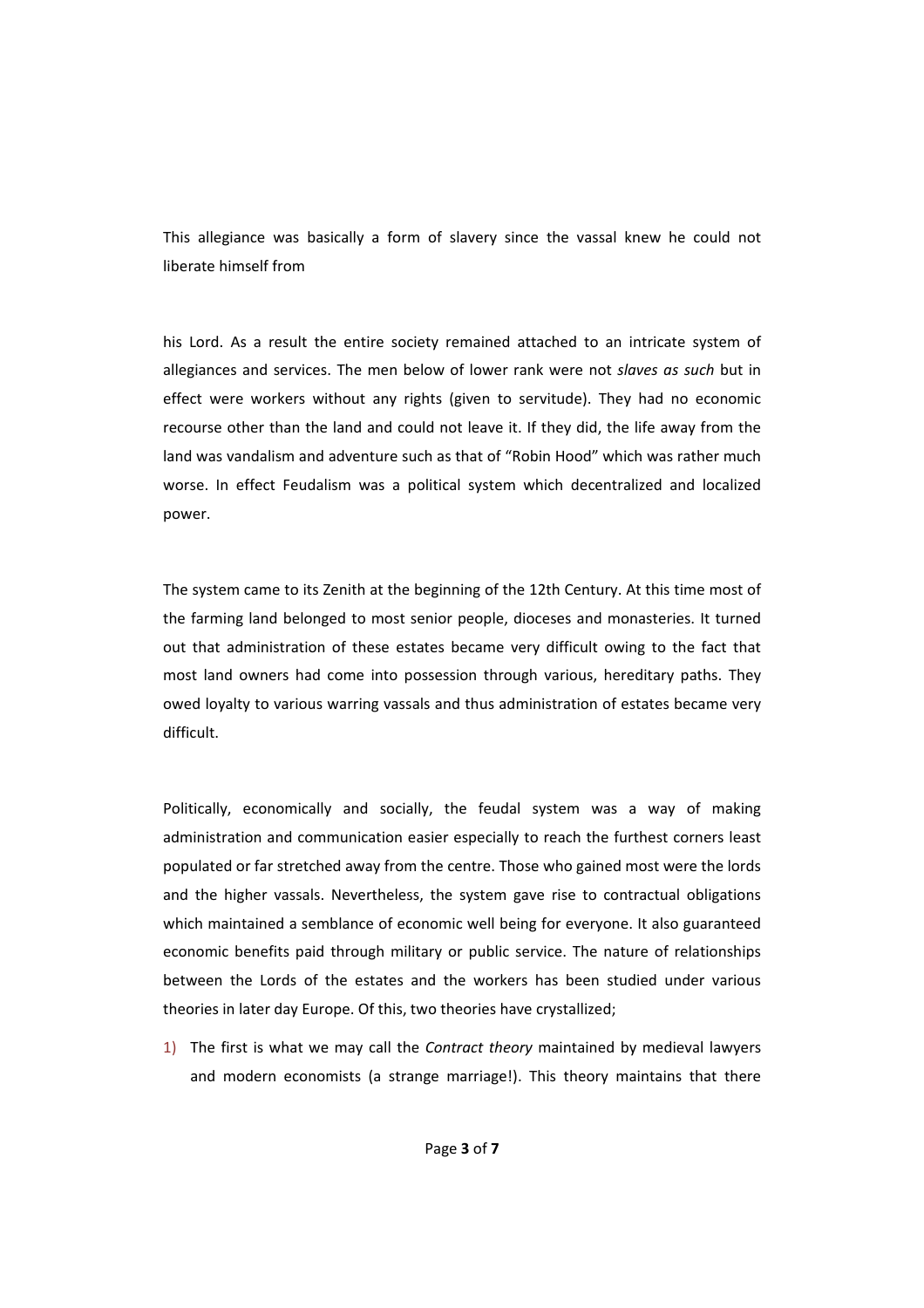This allegiance was basically a form of slavery since the vassal knew he could not liberate himself from

his Lord. As a result the entire society remained attached to an intricate system of allegiances and services. The men below of lower rank were not *slaves as such* but in effect were workers without any rights (given to servitude). They had no economic recourse other than the land and could not leave it. If they did, the life away from the land was vandalism and adventure such as that of "Robin Hood" which was rather much worse. In effect Feudalism was a political system which decentralized and localized power.

The system came to its Zenith at the beginning of the 12th Century. At this time most of the farming land belonged to most senior people, dioceses and monasteries. It turned out that administration of these estates became very difficult owing to the fact that most land owners had come into possession through various, hereditary paths. They owed loyalty to various warring vassals and thus administration of estates became very difficult.

Politically, economically and socially, the feudal system was a way of making administration and communication easier especially to reach the furthest corners least populated or far stretched away from the centre. Those who gained most were the lords and the higher vassals. Nevertheless, the system gave rise to contractual obligations which maintained a semblance of economic well being for everyone. It also guaranteed economic benefits paid through military or public service. The nature of relationships between the Lords of the estates and the workers has been studied under various theories in later day Europe. Of this, two theories have crystallized;

1) The first is what we may call the *Contract theory* maintained by medieval lawyers and modern economists (a strange marriage!). This theory maintains that there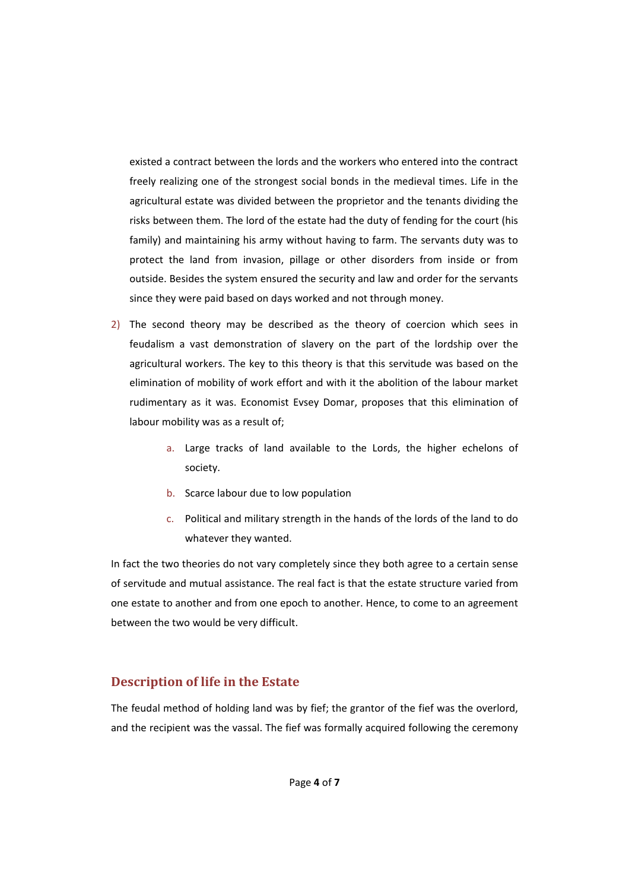existed a contract between the lords and the workers who entered into the contract freely realizing one of the strongest social bonds in the medieval times. Life in the agricultural estate was divided between the proprietor and the tenants dividing the risks between them. The lord of the estate had the duty of fending for the court (his family) and maintaining his army without having to farm. The servants duty was to protect the land from invasion, pillage or other disorders from inside or from outside. Besides the system ensured the security and law and order for the servants since they were paid based on days worked and not through money.

2) The second theory may be described as the theory of coercion which sees in feudalism a vast demonstration of slavery on the part of the lordship over the agricultural workers. The key to this theory is that this servitude was based on the elimination of mobility of work effort and with it the abolition of the labour market rudimentary as it was. Economist Evsey Domar, proposes that this elimination of labour mobility was as a result of;

    a. Large tracks of land available to the Lords, the higher echelons of society.
    b. Scarce labour due to low population
    c. Political and military strength in the hands of the lords of the land to do whatever they wanted.

In fact the two theories do not vary completely since they both agree to a certain sense of servitude and mutual assistance. The real fact is that the estate structure varied from one estate to another and from one epoch to another. Hence, to come to an agreement between the two would be very difficult.

## Description of life in the Estate

The feudal method of holding land was by fief; the grantor of the fief was the overlord, and the recipient was the vassal. The fief was formally acquired following the ceremony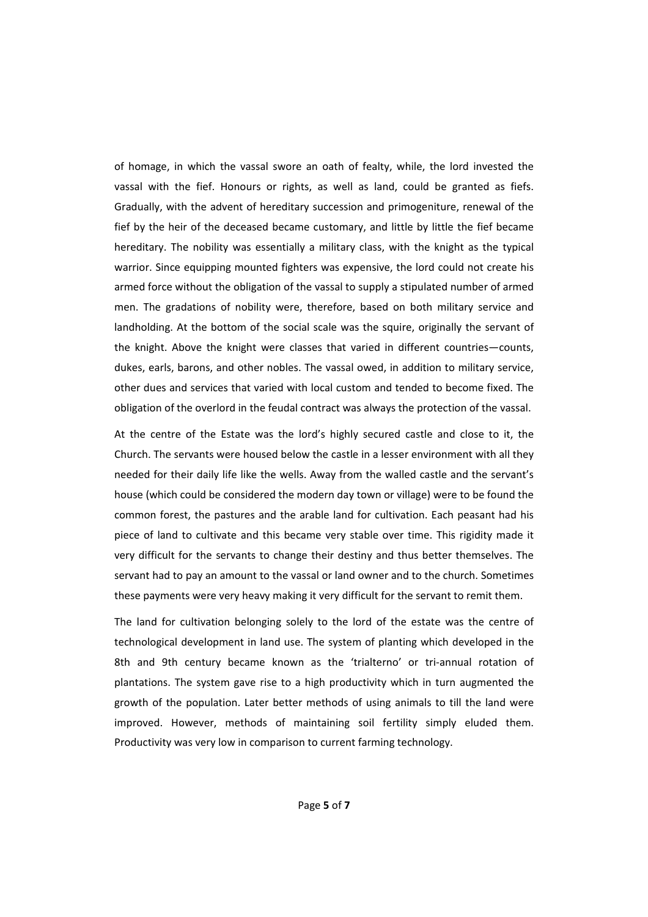of homage, in which the vassal swore an oath of fealty, while, the lord invested the vassal with the fief. Honours or rights, as well as land, could be granted as fiefs. Gradually, with the advent of hereditary succession and primogeniture, renewal of the fief by the heir of the deceased became customary, and little by little the fief became hereditary. The nobility was essentially a military class, with the knight as the typical warrior. Since equipping mounted fighters was expensive, the lord could not create his armed force without the obligation of the vassal to supply a stipulated number of armed men. The gradations of nobility were, therefore, based on both military service and landholding. At the bottom of the social scale was the squire, originally the servant of the knight. Above the knight were classes that varied in different countries—counts, dukes, earls, barons, and other nobles. The vassal owed, in addition to military service, other dues and services that varied with local custom and tended to become fixed. The obligation of the overlord in the feudal contract was always the protection of the vassal.

At the centre of the Estate was the lord's highly secured castle and close to it, the Church. The servants were housed below the castle in a lesser environment with all they needed for their daily life like the wells. Away from the walled castle and the servant's house (which could be considered the modern day town or village) were to be found the common forest, the pastures and the arable land for cultivation. Each peasant had his piece of land to cultivate and this became very stable over time. This rigidity made it very difficult for the servants to change their destiny and thus better themselves. The servant had to pay an amount to the vassal or land owner and to the church. Sometimes these payments were very heavy making it very difficult for the servant to remit them.

The land for cultivation belonging solely to the lord of the estate was the centre of technological development in land use. The system of planting which developed in the 8th and 9th century became known as the 'trialterno' or tri-annual rotation of plantations. The system gave rise to a high productivity which in turn augmented the growth of the population. Later better methods of using animals to till the land were improved. However, methods of maintaining soil fertility simply eluded them. Productivity was very low in comparison to current farming technology.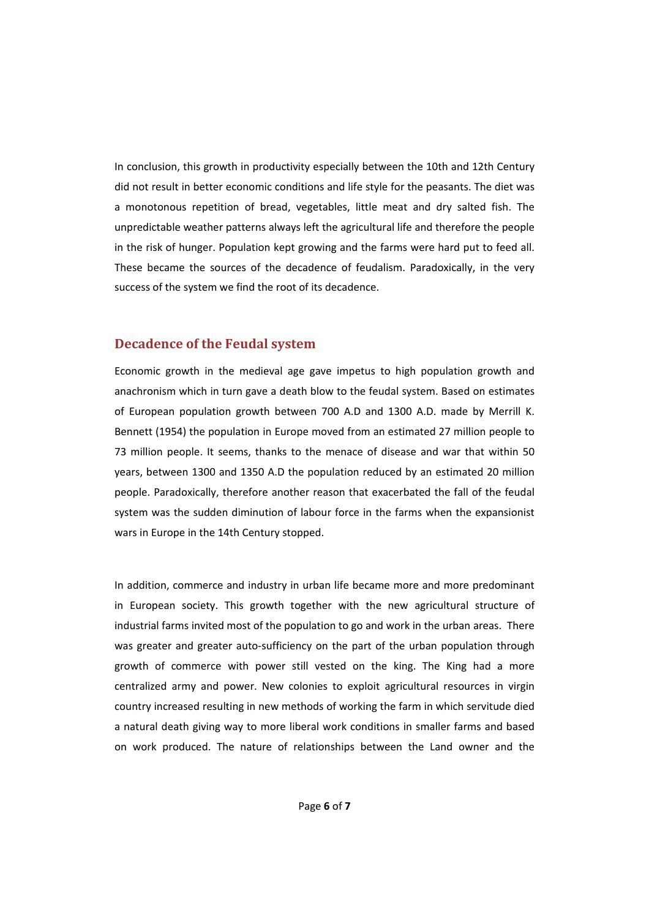In conclusion, this growth in productivity especially between the 10th and 12th Century did not result in better economic conditions and life style for the peasants. The diet was a monotonous repetition of bread, vegetables, little meat and dry salted fish. The unpredictable weather patterns always left the agricultural life and therefore the people in the risk of hunger. Population kept growing and the farms were hard put to feed all. These became the sources of the decadence of feudalism. Paradoxically, in the very success of the system we find the root of its decadence.

## Decadence of the Feudal system

Economic growth in the medieval age gave impetus to high population growth and anachronism which in turn gave a death blow to the feudal system. Based on estimates of European population growth between 700 A.D and 1300 A.D. made by Merrill K. Bennett (1954) the population in Europe moved from an estimated 27 million people to 73 million people. It seems, thanks to the menace of disease and war that within 50 years, between 1300 and 1350 A.D the population reduced by an estimated 20 million people. Paradoxically, therefore another reason that exacerbated the fall of the feudal system was the sudden diminution of labour force in the farms when the expansionist wars in Europe in the 14th Century stopped.

In addition, commerce and industry in urban life became more and more predominant in European society. This growth together with the new agricultural structure of industrial farms invited most of the population to go and work in the urban areas. There was greater and greater auto-sufficiency on the part of the urban population through growth of commerce with power still vested on the king. The King had a more centralized army and power. New colonies to exploit agricultural resources in virgin country increased resulting in new methods of working the farm in which servitude died a natural death giving way to more liberal work conditions in smaller farms and based on work produced. The nature of relationships between the Land owner and the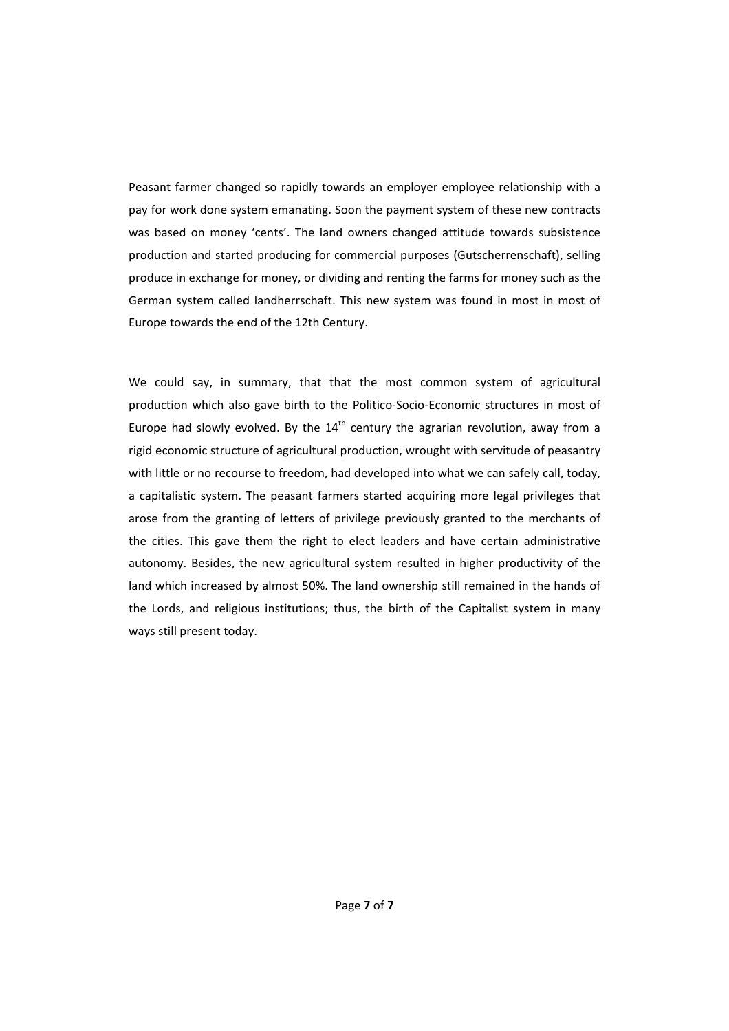Peasant farmer changed so rapidly towards an employer employee relationship with a pay for work done system emanating. Soon the payment system of these new contracts was based on money 'cents'. The land owners changed attitude towards subsistence production and started producing for commercial purposes (Gutscherrenschaft), selling produce in exchange for money, or dividing and renting the farms for money such as the German system called landherrschaft. This new system was found in most in most of Europe towards the end of the 12th Century.

We could say, in summary, that that the most common system of agricultural production which also gave birth to the Politico-Socio-Economic structures in most of Europe had slowly evolved. By the 14th century the agrarian revolution, away from a rigid economic structure of agricultural production, wrought with servitude of peasantry with little or no recourse to freedom, had developed into what we can safely call, today, a capitalistic system. The peasant farmers started acquiring more legal privileges that arose from the granting of letters of privilege previously granted to the merchants of the cities. This gave them the right to elect leaders and have certain administrative autonomy. Besides, the new agricultural system resulted in higher productivity of the land which increased by almost 50%. The land ownership still remained in the hands of the Lords, and religious institutions; thus, the birth of the Capitalist system in many ways still present today.